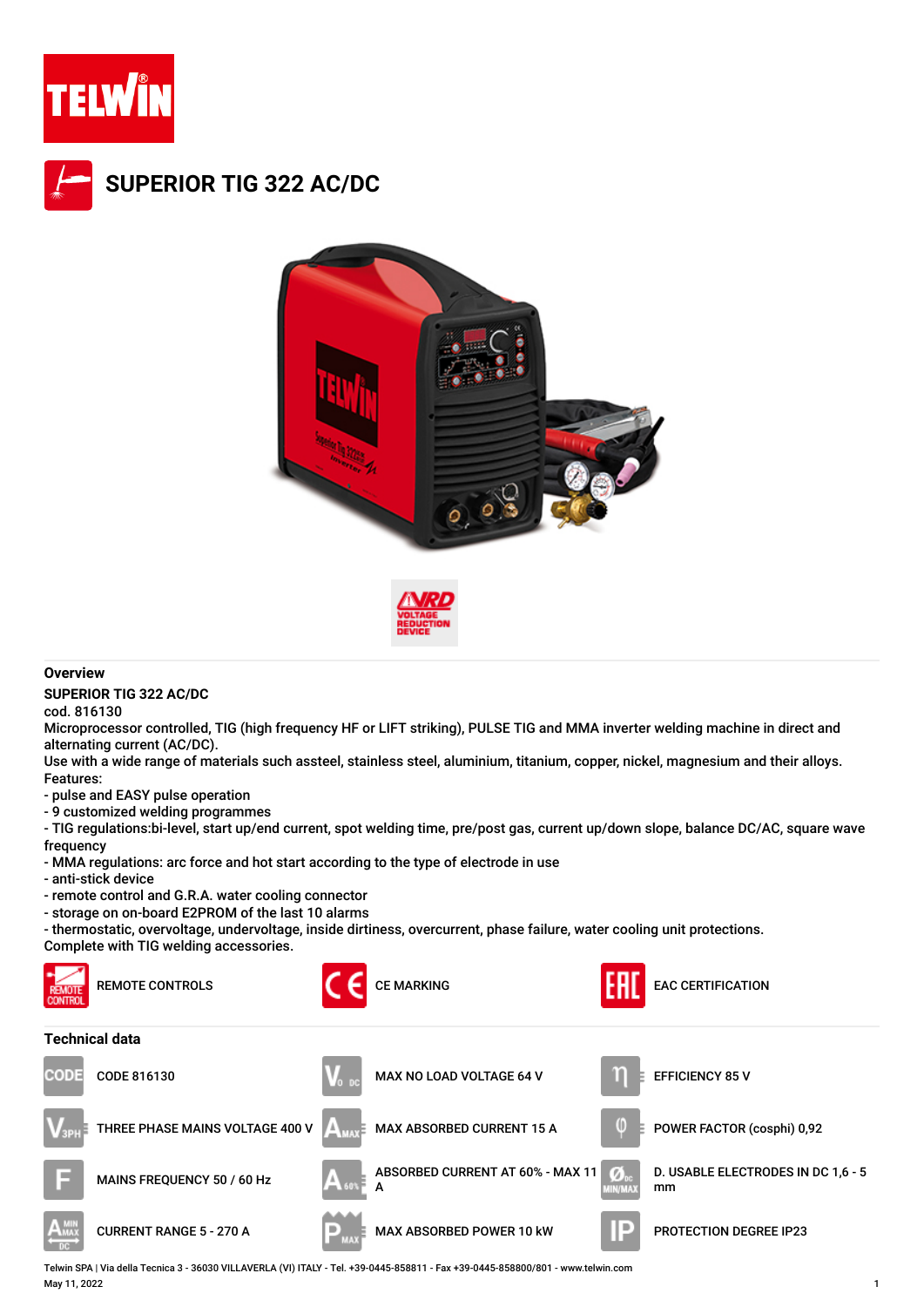# SUPERIOR TIG 322 AC/DC

## Overview

**SUPERIOR TIG 322 AC/DC**

cod. 816130

Microprocessor controlled, TIG (high frequency HF or LIFT striking), PULSE TIG and MMA inverter welding machine in direct and alternating current (AC/DC).

Use with a wide range of materials such assteel, stainless steel, aluminium, titanium, copper, nickel, magnesium and their alloys.

Features:

- pulse and EASY pulse operation
- 9 customized welding programmes
- TIG regulations:bi-level, start up/end current, spot welding time, pre/post gas, current up/down slope, balance DC/AC, square wave frequency
- MMA regulations: arc force and hot start according to the type of electrode in use
- anti-stick device
- remote control and G.R.A. water cooling connector
- storage on on-board E2PROM of the last 10 alarms
- thermostatic, overvoltage, undervoltage, inside dirtiness, overcurrent, phase failure, water cooling unit protections.

Complete with TIG welding accessories.

REMOTE CONTROLS

CE MARKING

EAC CERTIFICATION

## Technical data

| | | |
|---|---|---|
| CODE 816130 | MAX NO LOAD VOLTAGE 64 V | EFFICIENCY 85 V |
| THREE PHASE MAINS VOLTAGE 400 V | MAX ABSORBED CURRENT 15 A | POWER FACTOR (cosphi) 0,92 |
| MAINS FREQUENCY 50 / 60 Hz | ABSORBED CURRENT AT 60% - MAX 11 A | D. USABLE ELECTRODES IN DC 1,6 - 5 mm |
| CURRENT RANGE 5 - 270 A | MAX ABSORBED POWER 10 kW | PROTECTION DEGREE IP23 |

Telwin SPA | Via della Tecnica 3 - 36030 VILLAVERLA (VI) ITALY - Tel. +39-0445-858811 - Fax +39-0445-858800/801 - www.telwin.com

May 11, 2022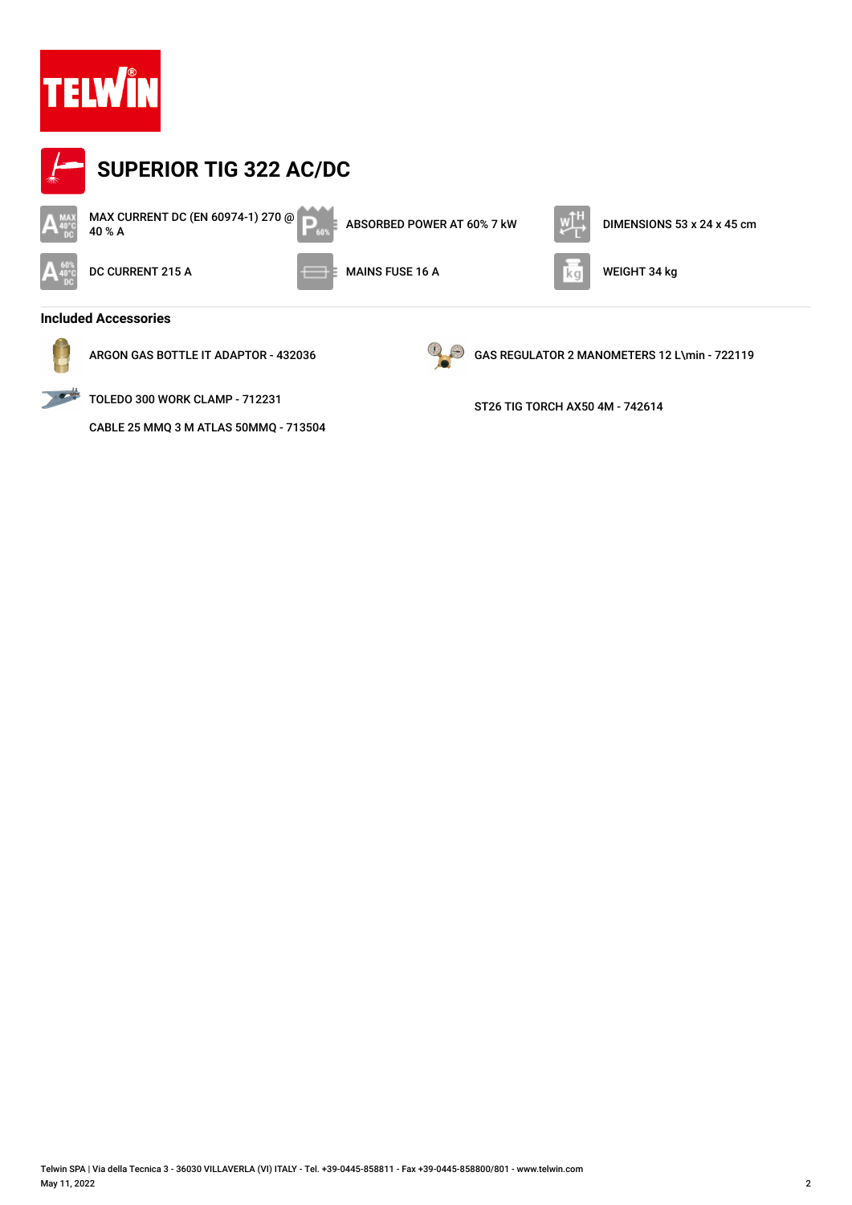# SUPERIOR TIG 322 AC/DC

MAX CURRENT DC (EN 60974-1) 270 @ 40 % A

ABSORBED POWER AT 60% 7 kW

DIMENSIONS 53 x 24 x 45 cm

DC CURRENT 215 A

MAINS FUSE 16 A

WEIGHT 34 kg

## Included Accessories

ARGON GAS BOTTLE IT ADAPTOR - 432036

GAS REGULATOR 2 MANOMETERS 12 L\min - 722119

TOLEDO 300 WORK CLAMP - 712231

ST26 TIG TORCH AX50 4M - 742614

CABLE 25 MMQ 3 M ATLAS 50MMQ - 713504

Telwin SPA | Via della Tecnica 3 - 36030 VILLAVERLA (VI) ITALY - Tel. +39-0445-858811 - Fax +39-0445-858800/801 - www.telwin.com
May 11, 2022